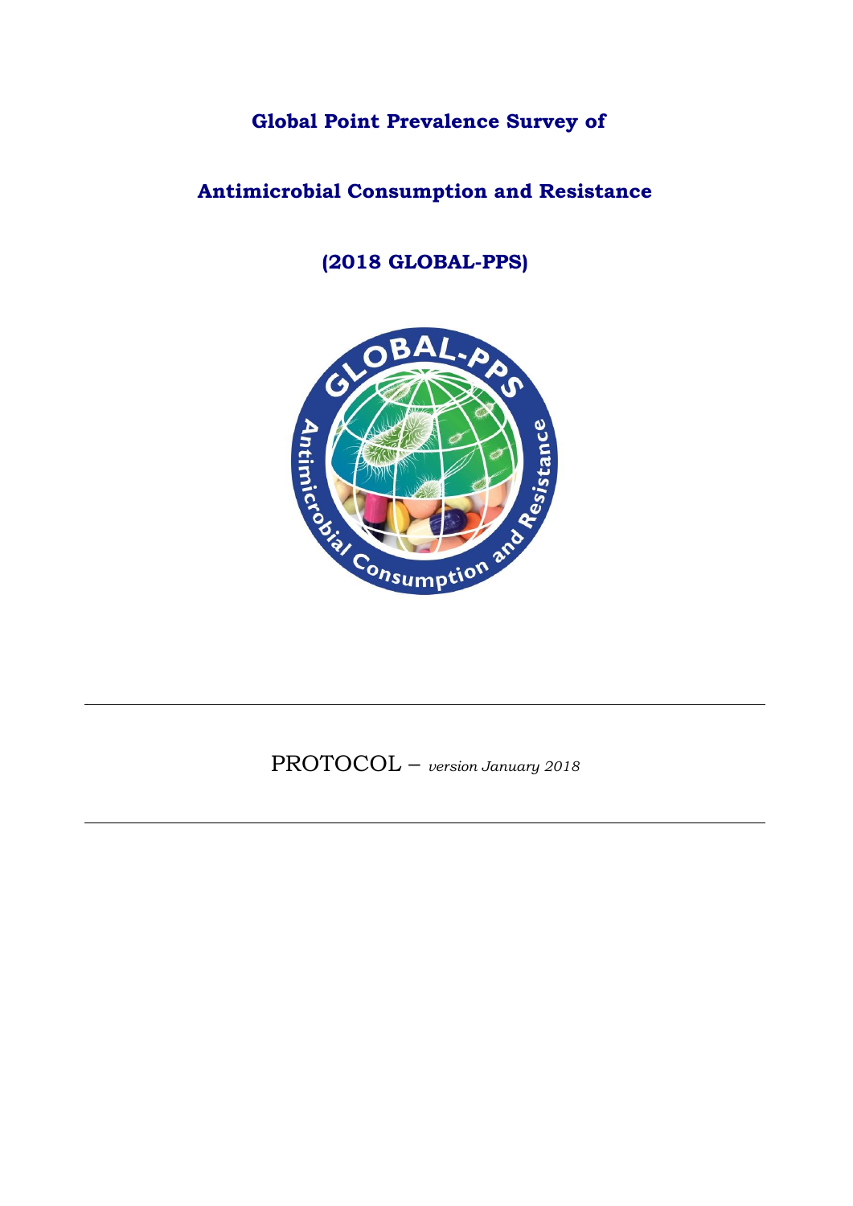# Global Point Prevalence Survey of

# Antimicrobial Consumption and Resistance

# (2018 GLOBAL-PPS)

---

PROTOCOL – *version January 2018*

---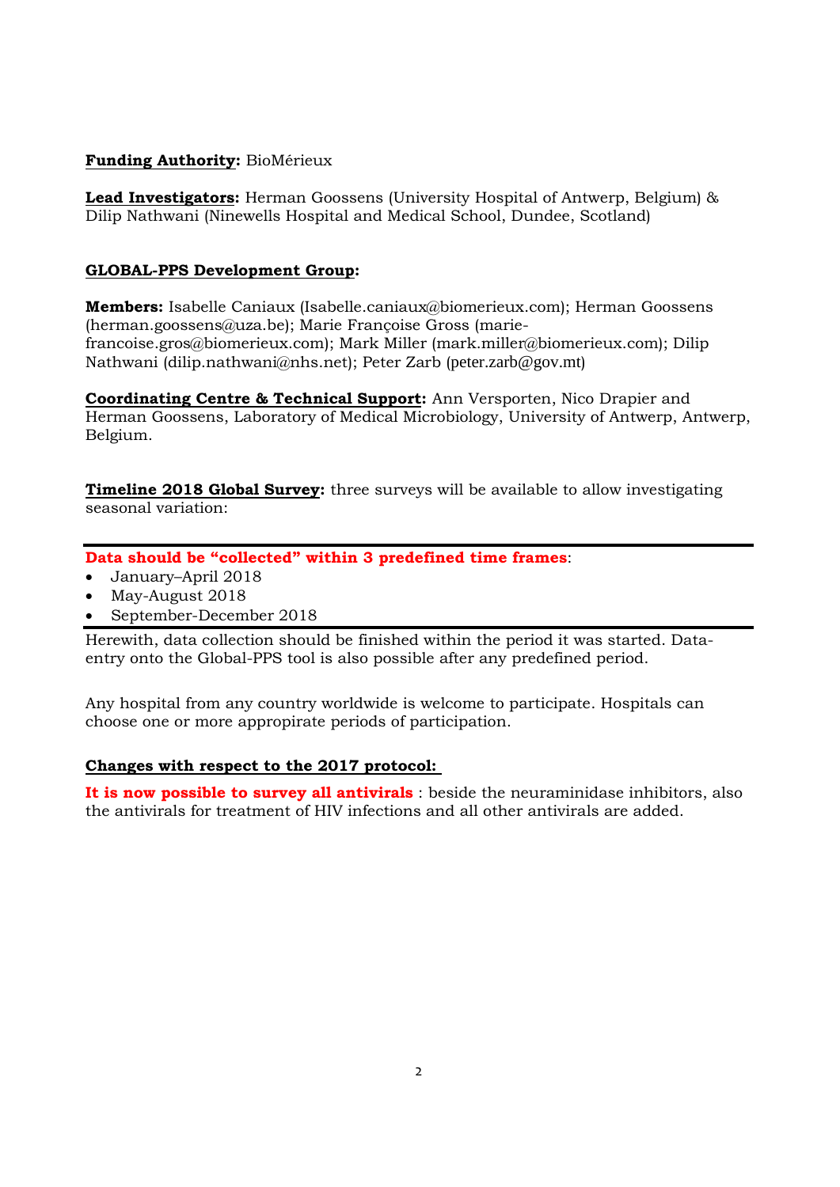**Funding Authority:** BioMérieux

**Lead Investigators:** Herman Goossens (University Hospital of Antwerp, Belgium) & Dilip Nathwani (Ninewells Hospital and Medical School, Dundee, Scotland)

**GLOBAL-PPS Development Group:**

**Members:** Isabelle Caniaux (Isabelle.caniaux@biomerieux.com); Herman Goossens (herman.goossens@uza.be); Marie Françoise Gross (marie-francoise.gros@biomerieux.com); Mark Miller (mark.miller@biomerieux.com); Dilip Nathwani (dilip.nathwani@nhs.net); Peter Zarb (peter.zarb@gov.mt)

**Coordinating Centre & Technical Support:** Ann Versporten, Nico Drapier and Herman Goossens, Laboratory of Medical Microbiology, University of Antwerp, Antwerp, Belgium.

**Timeline 2018 Global Survey:** three surveys will be available to allow investigating seasonal variation:

**Data should be "collected" within 3 predefined time frames**:

- January–April 2018
- May-August 2018
- September-December 2018

Herewith, data collection should be finished within the period it was started. Data-entry onto the Global-PPS tool is also possible after any predefined period.

Any hospital from any country worldwide is welcome to participate. Hospitals can choose one or more appropirate periods of participation.

**Changes with respect to the 2017 protocol:**

**It is now possible to survey all antivirals** : beside the neuraminidase inhibitors, also the antivirals for treatment of HIV infections and all other antivirals are added.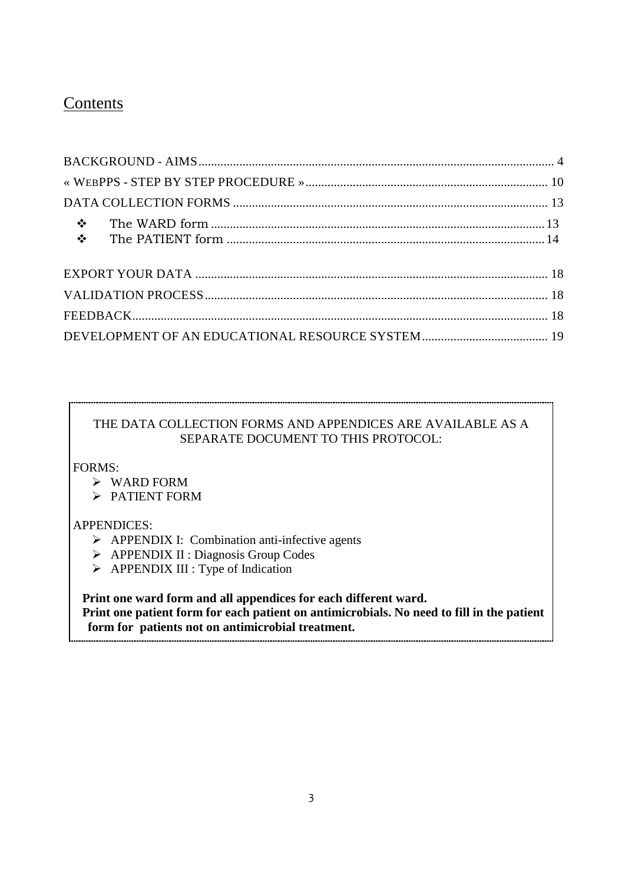# Contents

BACKGROUND - AIMS ........................................................................................................ 4

« WEBPPS - STEP BY STEP PROCEDURE » .................................................................... 10

DATA COLLECTION FORMS ........................................................................................... 13

- The WARD form ............................................................................................................ 13
- The PATIENT form ......................................................................................................... 14

EXPORT YOUR DATA ........................................................................................................ 18

VALIDATION PROCESS ..................................................................................................... 18

FEEDBACK ........................................................................................................................... 18

DEVELOPMENT OF AN EDUCATIONAL RESOURCE SYSTEM ..................................... 19

---

THE DATA COLLECTION FORMS AND APPENDICES ARE AVAILABLE AS A SEPARATE DOCUMENT TO THIS PROTOCOL:

FORMS:

- WARD FORM
- PATIENT FORM

APPENDICES:

- APPENDIX I: Combination anti-infective agents
- APPENDIX II : Diagnosis Group Codes
- APPENDIX III : Type of Indication

**Print one ward form and all appendices for each different ward.**
**Print one patient form for each patient on antimicrobials. No need to fill in the patient form for patients not on antimicrobial treatment.**

---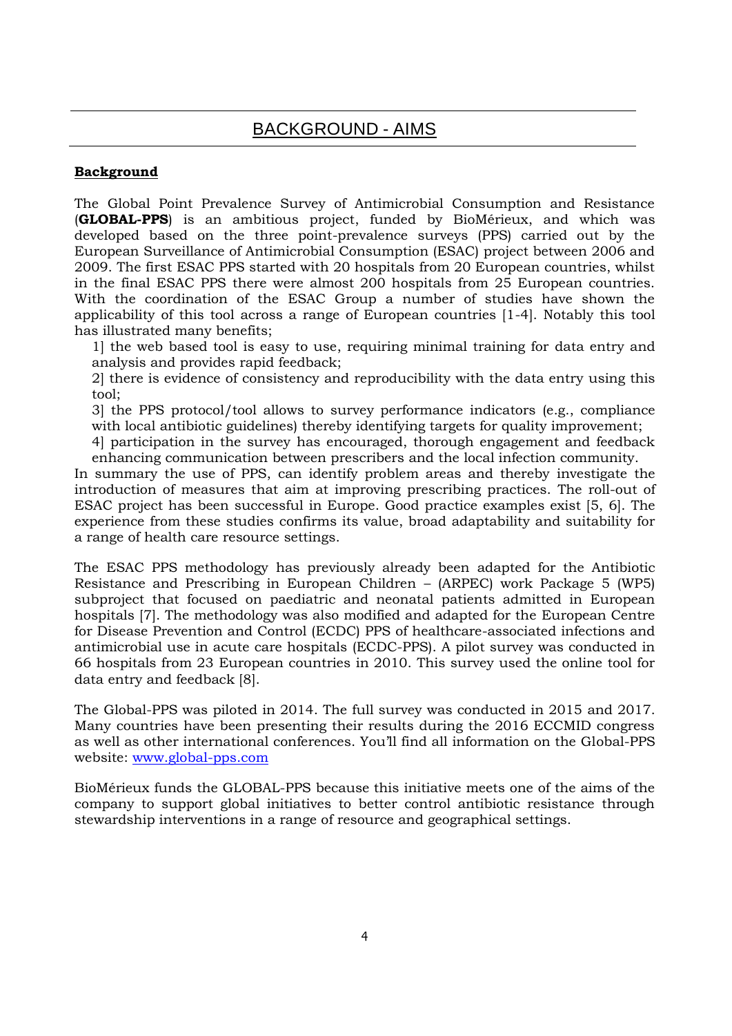# BACKGROUND - AIMS

**Background**

The Global Point Prevalence Survey of Antimicrobial Consumption and Resistance (**GLOBAL-PPS**) is an ambitious project, funded by BioMérieux, and which was developed based on the three point-prevalence surveys (PPS) carried out by the European Surveillance of Antimicrobial Consumption (ESAC) project between 2006 and 2009. The first ESAC PPS started with 20 hospitals from 20 European countries, whilst in the final ESAC PPS there were almost 200 hospitals from 25 European countries. With the coordination of the ESAC Group a number of studies have shown the applicability of this tool across a range of European countries [1-4]. Notably this tool has illustrated many benefits;

1] the web based tool is easy to use, requiring minimal training for data entry and analysis and provides rapid feedback;

2] there is evidence of consistency and reproducibility with the data entry using this tool;

3] the PPS protocol/tool allows to survey performance indicators (e.g., compliance with local antibiotic guidelines) thereby identifying targets for quality improvement;

4] participation in the survey has encouraged, thorough engagement and feedback enhancing communication between prescribers and the local infection community.

In summary the use of PPS, can identify problem areas and thereby investigate the introduction of measures that aim at improving prescribing practices. The roll-out of ESAC project has been successful in Europe. Good practice examples exist [5, 6]. The experience from these studies confirms its value, broad adaptability and suitability for a range of health care resource settings.

The ESAC PPS methodology has previously already been adapted for the Antibiotic Resistance and Prescribing in European Children – (ARPEC) work Package 5 (WP5) subproject that focused on paediatric and neonatal patients admitted in European hospitals [7]. The methodology was also modified and adapted for the European Centre for Disease Prevention and Control (ECDC) PPS of healthcare-associated infections and antimicrobial use in acute care hospitals (ECDC-PPS). A pilot survey was conducted in 66 hospitals from 23 European countries in 2010. This survey used the online tool for data entry and feedback [8].

The Global-PPS was piloted in 2014. The full survey was conducted in 2015 and 2017. Many countries have been presenting their results during the 2016 ECCMID congress as well as other international conferences. You'll find all information on the Global-PPS website: www.global-pps.com

BioMérieux funds the GLOBAL-PPS because this initiative meets one of the aims of the company to support global initiatives to better control antibiotic resistance through stewardship interventions in a range of resource and geographical settings.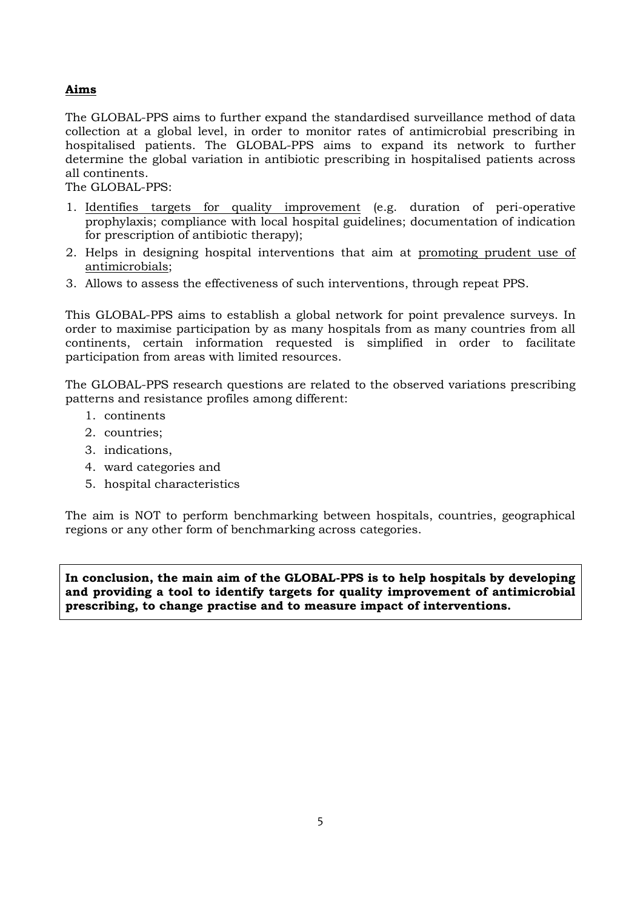## **Aims**

The GLOBAL-PPS aims to further expand the standardised surveillance method of data collection at a global level, in order to monitor rates of antimicrobial prescribing in hospitalised patients. The GLOBAL-PPS aims to expand its network to further determine the global variation in antibiotic prescribing in hospitalised patients across all continents.

The GLOBAL-PPS:

1. Identifies targets for quality improvement (e.g. duration of peri-operative prophylaxis; compliance with local hospital guidelines; documentation of indication for prescription of antibiotic therapy);
2. Helps in designing hospital interventions that aim at promoting prudent use of antimicrobials;
3. Allows to assess the effectiveness of such interventions, through repeat PPS.

This GLOBAL-PPS aims to establish a global network for point prevalence surveys. In order to maximise participation by as many hospitals from as many countries from all continents, certain information requested is simplified in order to facilitate participation from areas with limited resources.

The GLOBAL-PPS research questions are related to the observed variations prescribing patterns and resistance profiles among different:

1. continents
2. countries;
3. indications,
4. ward categories and
5. hospital characteristics

The aim is NOT to perform benchmarking between hospitals, countries, geographical regions or any other form of benchmarking across categories.

**In conclusion, the main aim of the GLOBAL-PPS is to help hospitals by developing and providing a tool to identify targets for quality improvement of antimicrobial prescribing, to change practise and to measure impact of interventions.**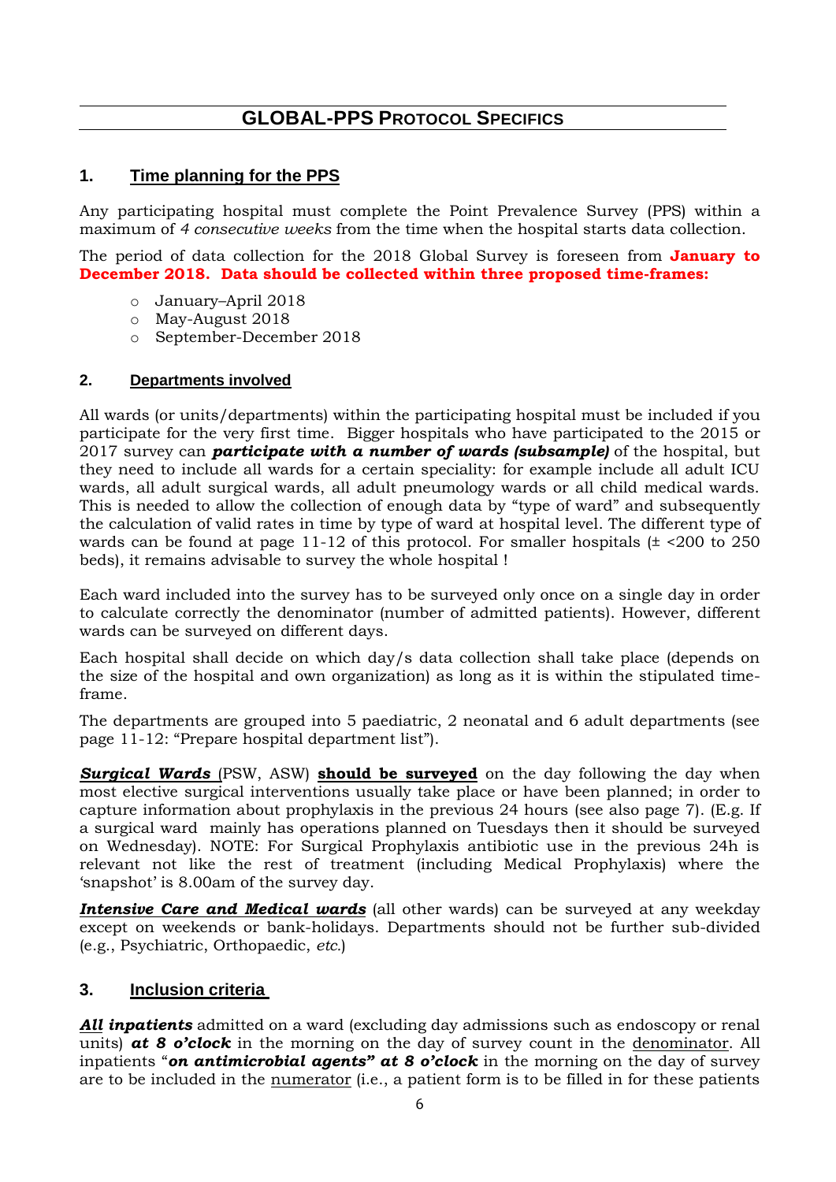## GLOBAL-PPS PROTOCOL SPECIFICS

### 1. Time planning for the PPS

Any participating hospital must complete the Point Prevalence Survey (PPS) within a maximum of *4 consecutive weeks* from the time when the hospital starts data collection.

The period of data collection for the 2018 Global Survey is foreseen from **January to December 2018. Data should be collected within three proposed time-frames:**

- January–April 2018
- May-August 2018
- September-December 2018

### 2. Departments involved

All wards (or units/departments) within the participating hospital must be included if you participate for the very first time. Bigger hospitals who have participated to the 2015 or 2017 survey can ***participate with a number of wards (subsample)*** of the hospital, but they need to include all wards for a certain speciality: for example include all adult ICU wards, all adult surgical wards, all adult pneumology wards or all child medical wards. This is needed to allow the collection of enough data by "type of ward" and subsequently the calculation of valid rates in time by type of ward at hospital level. The different type of wards can be found at page 11-12 of this protocol. For smaller hospitals (± <200 to 250 beds), it remains advisable to survey the whole hospital !

Each ward included into the survey has to be surveyed only once on a single day in order to calculate correctly the denominator (number of admitted patients). However, different wards can be surveyed on different days.

Each hospital shall decide on which day/s data collection shall take place (depends on the size of the hospital and own organization) as long as it is within the stipulated time-frame.

The departments are grouped into 5 paediatric, 2 neonatal and 6 adult departments (see page 11-12: "Prepare hospital department list").

***Surgical Wards*** (PSW, ASW) **should be surveyed** on the day following the day when most elective surgical interventions usually take place or have been planned; in order to capture information about prophylaxis in the previous 24 hours (see also page 7). (E.g. If a surgical ward mainly has operations planned on Tuesdays then it should be surveyed on Wednesday). NOTE: For Surgical Prophylaxis antibiotic use in the previous 24h is relevant not like the rest of treatment (including Medical Prophylaxis) where the 'snapshot' is 8.00am of the survey day.

***Intensive Care and Medical wards*** (all other wards) can be surveyed at any weekday except on weekends or bank-holidays. Departments should not be further sub-divided (e.g., Psychiatric, Orthopaedic, *etc.*)

### 3. Inclusion criteria

***All inpatients*** admitted on a ward (excluding day admissions such as endoscopy or renal units) ***at 8 o'clock*** in the morning on the day of survey count in the denominator. All inpatients "***on antimicrobial agents" at 8 o'clock*** in the morning on the day of survey are to be included in the numerator (i.e., a patient form is to be filled in for these patients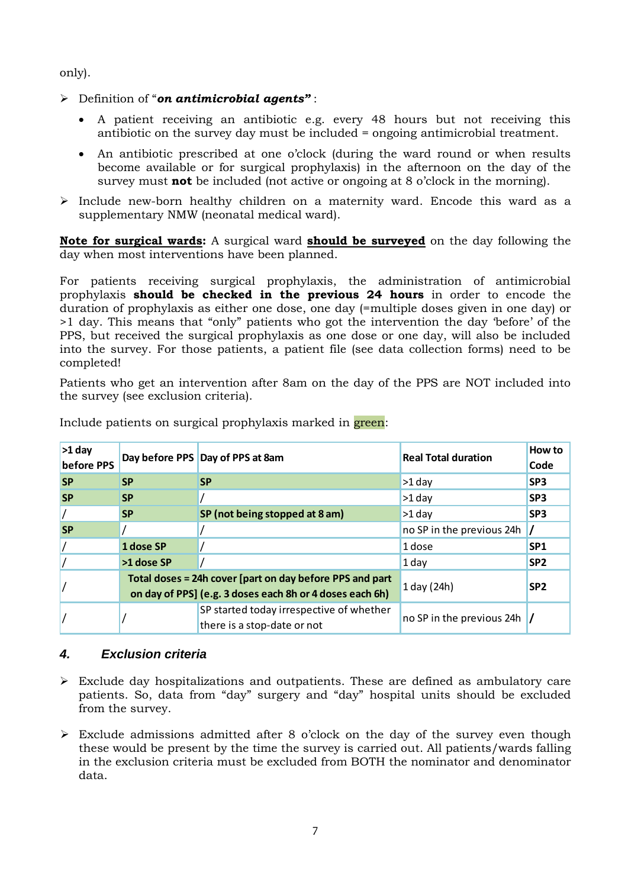only).

- Definition of "***on antimicrobial agents"*** :
  - A patient receiving an antibiotic e.g. every 48 hours but not receiving this antibiotic on the survey day must be included = ongoing antimicrobial treatment.
  - An antibiotic prescribed at one o'clock (during the ward round or when results become available or for surgical prophylaxis) in the afternoon on the day of the survey must **not** be included (not active or ongoing at 8 o'clock in the morning).
- Include new-born healthy children on a maternity ward. Encode this ward as a supplementary NMW (neonatal medical ward).

**Note for surgical wards:** A surgical ward **should be surveyed** on the day following the day when most interventions have been planned.

For patients receiving surgical prophylaxis, the administration of antimicrobial prophylaxis **should be checked in the previous 24 hours** in order to encode the duration of prophylaxis as either one dose, one day (=multiple doses given in one day) or >1 day. This means that "only" patients who got the intervention the day 'before' of the PPS, but received the surgical prophylaxis as one dose or one day, will also be included into the survey. For those patients, a patient file (see data collection forms) need to be completed!

Patients who get an intervention after 8am on the day of the PPS are NOT included into the survey (see exclusion criteria).

Include patients on surgical prophylaxis marked in green:

| >1 day before PPS | Day before PPS | Day of PPS at 8am | Real Total duration | How to Code |
|---|---|---|---|---|
| **SP** | **SP** | **SP** | >1 day | **SP3** |
| **SP** | **SP** | / | >1 day | **SP3** |
| / | **SP** | **SP (not being stopped at 8 am)** | >1 day | **SP3** |
| **SP** | / | / | no SP in the previous 24h | **/** |
| / | **1 dose SP** | / | 1 dose | **SP1** |
| / | **>1 dose SP** | / | 1 day | **SP2** |
| / | **Total doses = 24h cover [part on day before PPS and part on day of PPS] (e.g. 3 doses each 8h or 4 doses each 6h)** | | 1 day (24h) | **SP2** |
| / | / | SP started today irrespective of whether there is a stop-date or not | no SP in the previous 24h | **/** |

### 4. *Exclusion criteria*

- Exclude day hospitalizations and outpatients. These are defined as ambulatory care patients. So, data from "day" surgery and "day" hospital units should be excluded from the survey.
- Exclude admissions admitted after 8 o'clock on the day of the survey even though these would be present by the time the survey is carried out. All patients/wards falling in the exclusion criteria must be excluded from BOTH the nominator and denominator data.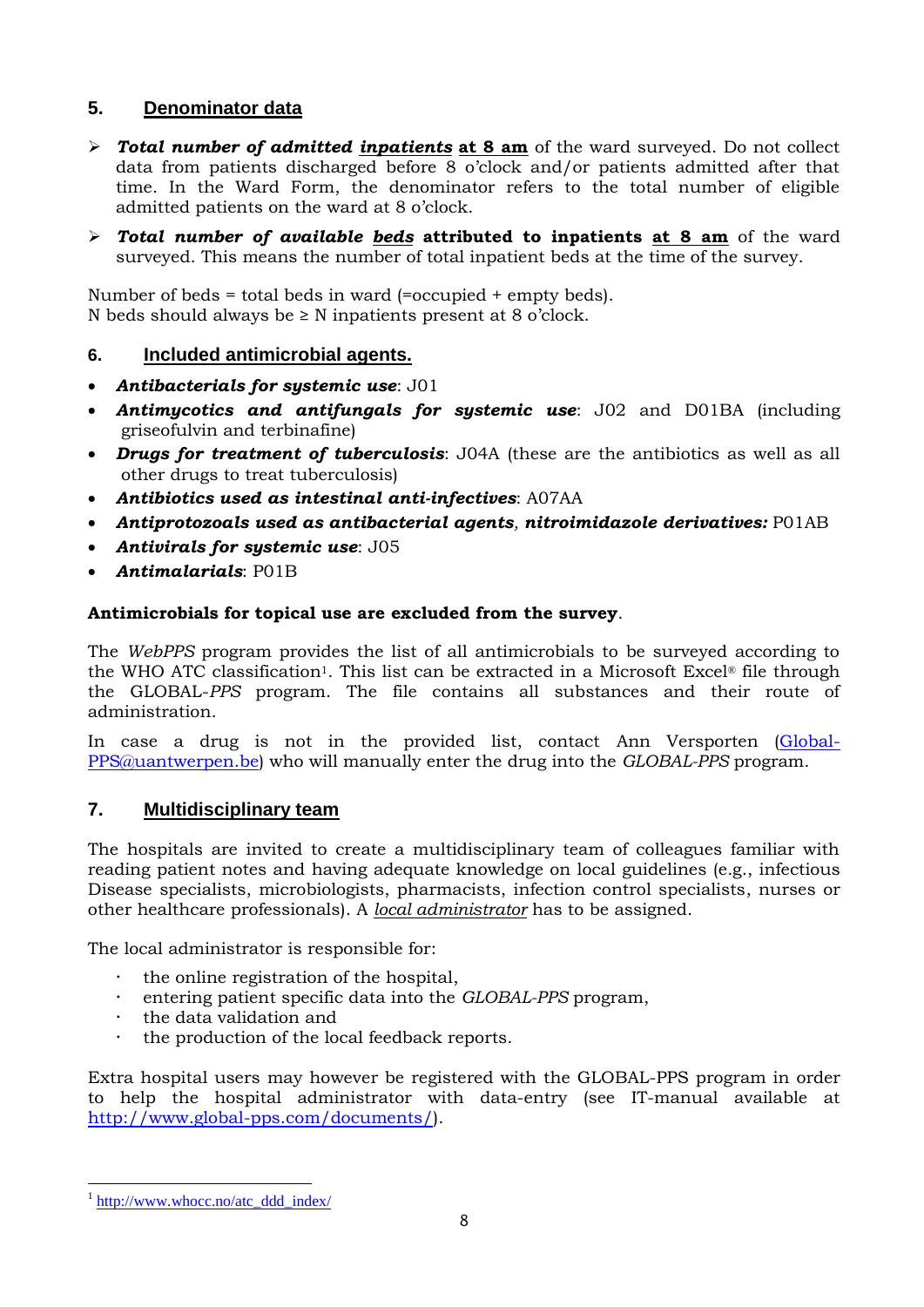## 5. Denominator data

- ***Total number of admitted <u>inpatients</u>*** **<u>at 8 am</u>** of the ward surveyed. Do not collect data from patients discharged before 8 o'clock and/or patients admitted after that time. In the Ward Form, the denominator refers to the total number of eligible admitted patients on the ward at 8 o'clock.
- ***Total number of available <u>beds</u>*** **attributed to inpatients <u>at 8 am</u>** of the ward surveyed. This means the number of total inpatient beds at the time of the survey.

Number of beds = total beds in ward (=occupied + empty beds).
N beds should always be ≥ N inpatients present at 8 o'clock.

## 6. Included antimicrobial agents.

- ***Antibacterials for systemic use***: J01
- ***Antimycotics and antifungals for systemic use***: J02 and D01BA (including griseofulvin and terbinafine)
- ***Drugs for treatment of tuberculosis***: J04A (these are the antibiotics as well as all other drugs to treat tuberculosis)
- ***Antibiotics used as intestinal anti-infectives***: A07AA
- ***Antiprotozoals used as antibacterial agents, nitroimidazole derivatives:*** P01AB
- ***Antivirals for systemic use***: J05
- ***Antimalarials***: P01B

**Antimicrobials for topical use are excluded from the survey**.

The *WebPPS* program provides the list of all antimicrobials to be surveyed according to the WHO ATC classification[1]. This list can be extracted in a Microsoft Excel® file through the GLOBAL-*PPS* program. The file contains all substances and their route of administration.

In case a drug is not in the provided list, contact Ann Versporten (Global-PPS@uantwerpen.be) who will manually enter the drug into the *GLOBAL-PPS* program.

## 7. Multidisciplinary team

The hospitals are invited to create a multidisciplinary team of colleagues familiar with reading patient notes and having adequate knowledge on local guidelines (e.g., infectious Disease specialists, microbiologists, pharmacists, infection control specialists, nurses or other healthcare professionals). A *<u>local administrator</u>* has to be assigned.

The local administrator is responsible for:

- the online registration of the hospital,
- entering patient specific data into the *GLOBAL-PPS* program,
- the data validation and
- the production of the local feedback reports.

Extra hospital users may however be registered with the GLOBAL-PPS program in order to help the hospital administrator with data-entry (see IT-manual available at http://www.global-pps.com/documents/).

[1] http://www.whocc.no/atc_ddd_index/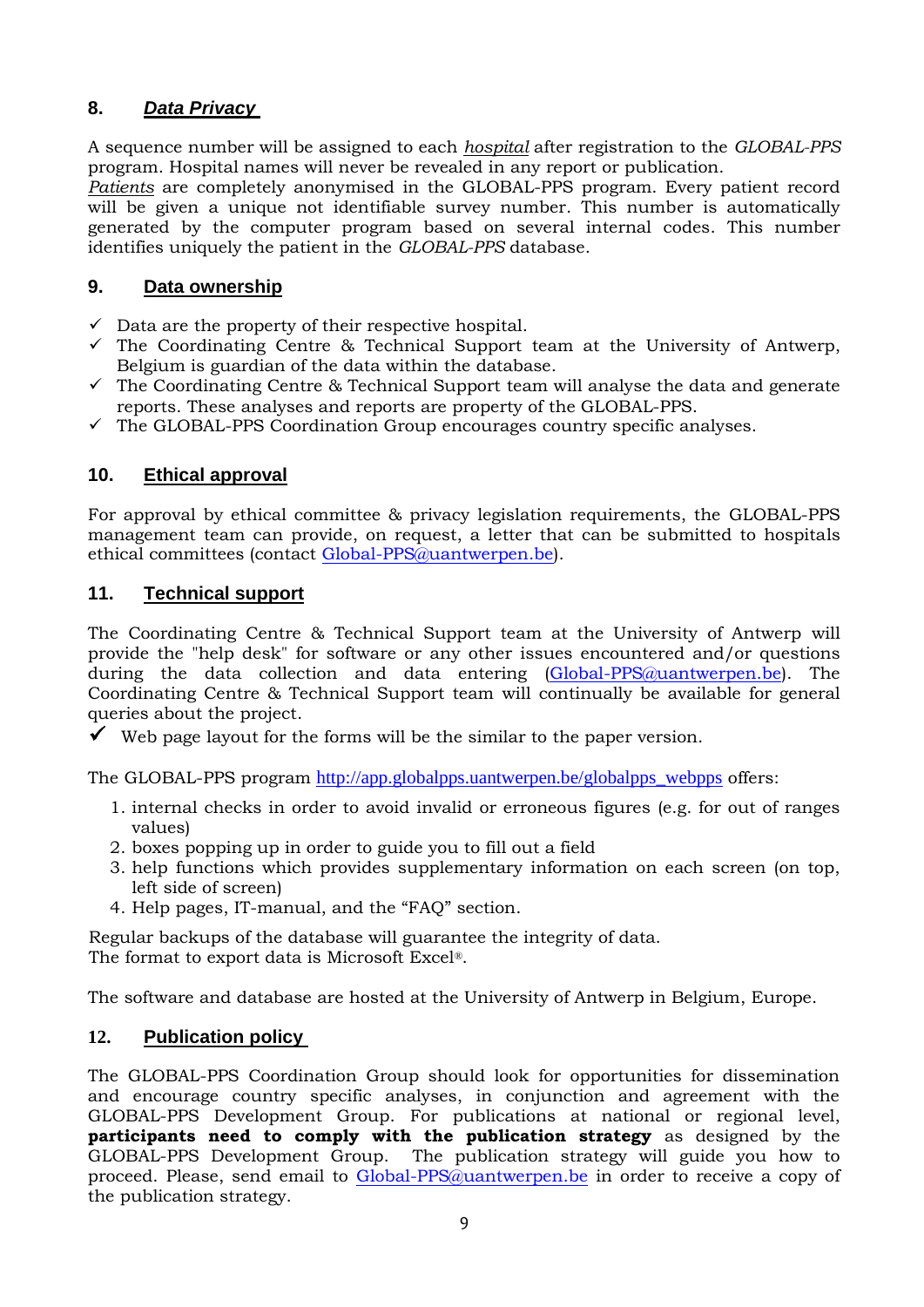## 8. *Data Privacy*

A sequence number will be assigned to each *hospital* after registration to the *GLOBAL-PPS* program. Hospital names will never be revealed in any report or publication.
*Patients* are completely anonymised in the GLOBAL-PPS program. Every patient record will be given a unique not identifiable survey number. This number is automatically generated by the computer program based on several internal codes. This number identifies uniquely the patient in the *GLOBAL-PPS* database.

## 9. Data ownership

- ✓ Data are the property of their respective hospital.
- ✓ The Coordinating Centre & Technical Support team at the University of Antwerp, Belgium is guardian of the data within the database.
- ✓ The Coordinating Centre & Technical Support team will analyse the data and generate reports. These analyses and reports are property of the GLOBAL-PPS.
- ✓ The GLOBAL-PPS Coordination Group encourages country specific analyses.

## 10. Ethical approval

For approval by ethical committee & privacy legislation requirements, the GLOBAL-PPS management team can provide, on request, a letter that can be submitted to hospitals ethical committees (contact Global-PPS@uantwerpen.be).

## 11. Technical support

The Coordinating Centre & Technical Support team at the University of Antwerp will provide the "help desk" for software or any other issues encountered and/or questions during the data collection and data entering (Global-PPS@uantwerpen.be). The Coordinating Centre & Technical Support team will continually be available for general queries about the project.

- ✓ Web page layout for the forms will be the similar to the paper version.

The GLOBAL-PPS program http://app.globalpps.uantwerpen.be/globalpps_webpps offers:

1. internal checks in order to avoid invalid or erroneous figures (e.g. for out of ranges values)
2. boxes popping up in order to guide you to fill out a field
3. help functions which provides supplementary information on each screen (on top, left side of screen)
4. Help pages, IT-manual, and the “FAQ” section.

Regular backups of the database will guarantee the integrity of data.
The format to export data is Microsoft Excel®.

The software and database are hosted at the University of Antwerp in Belgium, Europe.

## 12. Publication policy

The GLOBAL-PPS Coordination Group should look for opportunities for dissemination and encourage country specific analyses, in conjunction and agreement with the GLOBAL-PPS Development Group. For publications at national or regional level, **participants need to comply with the publication strategy** as designed by the GLOBAL-PPS Development Group. The publication strategy will guide you how to proceed. Please, send email to Global-PPS@uantwerpen.be in order to receive a copy of the publication strategy.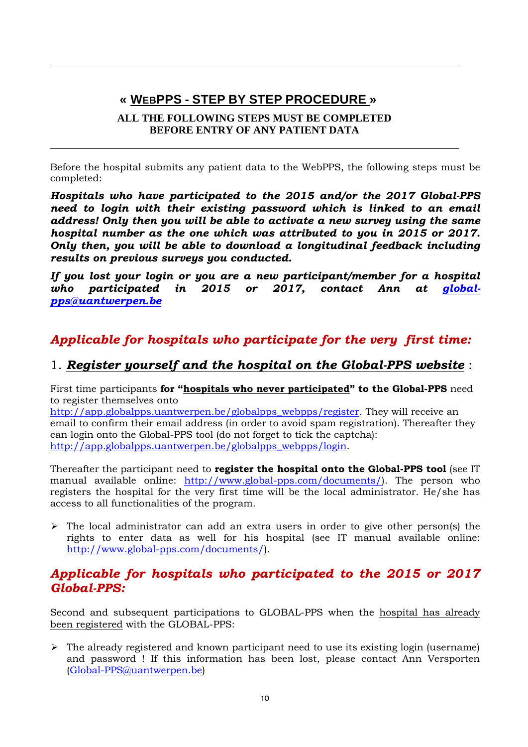---

# « <u>WEBPPS - STEP BY STEP PROCEDURE</u> »

**ALL THE FOLLOWING STEPS MUST BE COMPLETED BEFORE ENTRY OF ANY PATIENT DATA**

---

Before the hospital submits any patient data to the WebPPS, the following steps must be completed:

***Hospitals who have participated to the 2015 and/or the 2017 Global-PPS need to login with their existing password which is linked to an email address! Only then you will be able to activate a new survey using the same hospital number as the one which was attributed to you in 2015 or 2017. Only then, you will be able to download a longitudinal feedback including results on previous surveys you conducted.***

***If you lost your login or you are a new participant/member for a hospital who participated in 2015 or 2017, contact Ann at global-pps@uantwerpen.be***

## *Applicable for hospitals who participate for the very first time:*

### 1. ***<u>Register yourself and the hospital on the Global-PPS website</u>*** :

First time participants **for "<u>hospitals who never participated</u>" to the Global-PPS** need to register themselves onto http://app.globalpps.uantwerpen.be/globalpps_webpps/register. They will receive an email to confirm their email address (in order to avoid spam registration). Thereafter they can login onto the Global-PPS tool (do not forget to tick the captcha): http://app.globalpps.uantwerpen.be/globalpps_webpps/login.

Thereafter the participant need to **register the hospital onto the Global-PPS tool** (see IT manual available online: http://www.global-pps.com/documents/). The person who registers the hospital for the very first time will be the local administrator. He/she has access to all functionalities of the program.

- The local administrator can add an extra users in order to give other person(s) the rights to enter data as well for his hospital (see IT manual available online: http://www.global-pps.com/documents/).

## *Applicable for hospitals who participated to the 2015 or 2017 Global-PPS:*

Second and subsequent participations to GLOBAL-PPS when the <u>hospital has already been registered</u> with the GLOBAL-PPS:

- The already registered and known participant need to use its existing login (username) and password ! If this information has been lost, please contact Ann Versporten (Global-PPS@uantwerpen.be)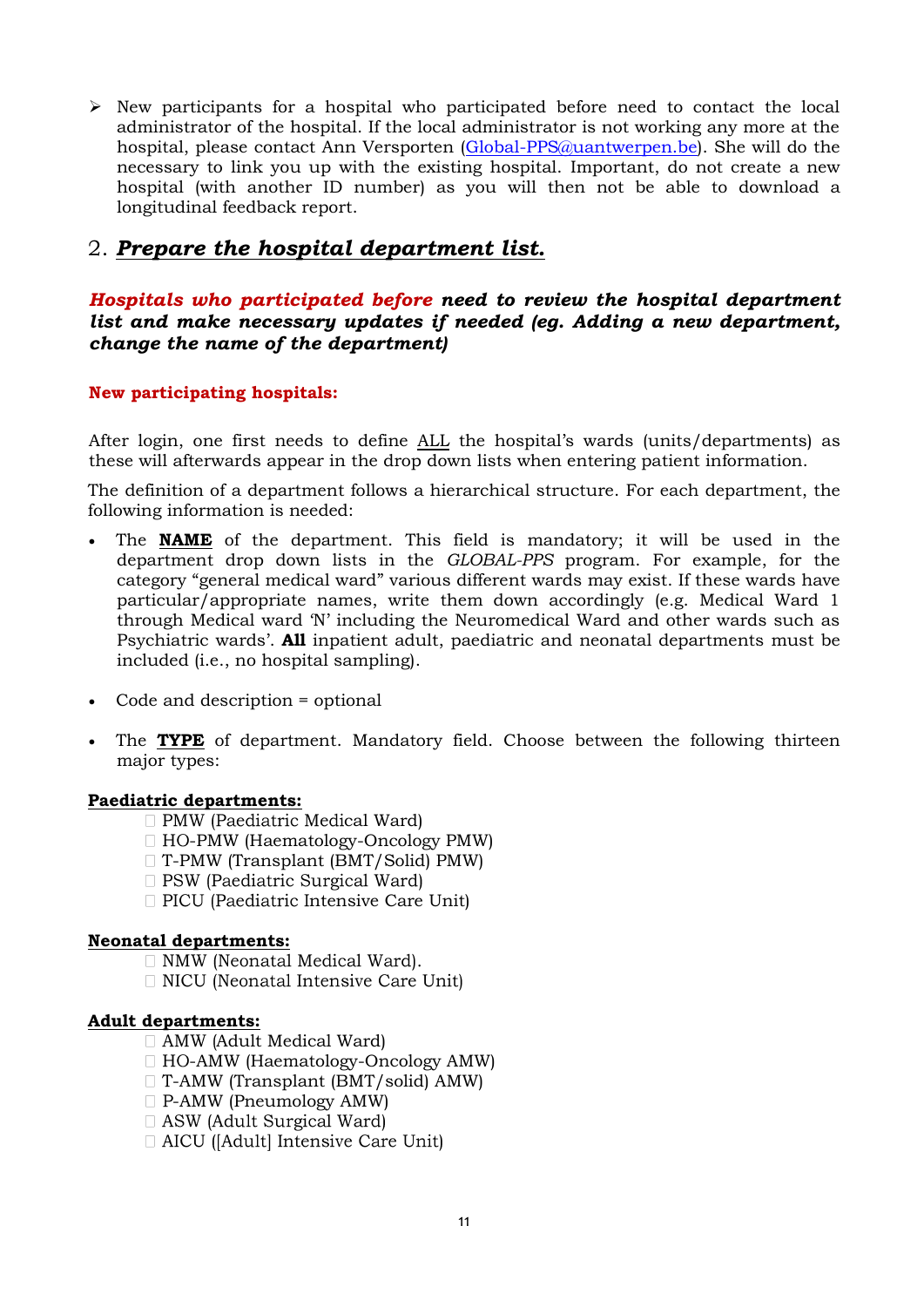- New participants for a hospital who participated before need to contact the local administrator of the hospital. If the local administrator is not working any more at the hospital, please contact Ann Versporten (Global-PPS@uantwerpen.be). She will do the necessary to link you up with the existing hospital. Important, do not create a new hospital (with another ID number) as you will then not be able to download a longitudinal feedback report.

## 2. ***Prepare the hospital department list.***

***Hospitals who participated before need to review the hospital department list and make necessary updates if needed (eg. Adding a new department, change the name of the department)***

**New participating hospitals:**

After login, one first needs to define ALL the hospital's wards (units/departments) as these will afterwards appear in the drop down lists when entering patient information.

The definition of a department follows a hierarchical structure. For each department, the following information is needed:

- The **NAME** of the department. This field is mandatory; it will be used in the department drop down lists in the *GLOBAL-PPS* program. For example, for the category "general medical ward" various different wards may exist. If these wards have particular/appropriate names, write them down accordingly (e.g. Medical Ward 1 through Medical ward 'N' including the Neuromedical Ward and other wards such as Psychiatric wards'. **All** inpatient adult, paediatric and neonatal departments must be included (i.e., no hospital sampling).

- Code and description = optional

- The **TYPE** of department. Mandatory field. Choose between the following thirteen major types:

**Paediatric departments:**

- PMW (Paediatric Medical Ward)
- HO-PMW (Haematology-Oncology PMW)
- T-PMW (Transplant (BMT/Solid) PMW)
- PSW (Paediatric Surgical Ward)
- PICU (Paediatric Intensive Care Unit)

**Neonatal departments:**

- NMW (Neonatal Medical Ward).
- NICU (Neonatal Intensive Care Unit)

**Adult departments:**

- AMW (Adult Medical Ward)
- HO-AMW (Haematology-Oncology AMW)
- T-AMW (Transplant (BMT/solid) AMW)
- P-AMW (Pneumology AMW)
- ASW (Adult Surgical Ward)
- AICU ([Adult] Intensive Care Unit)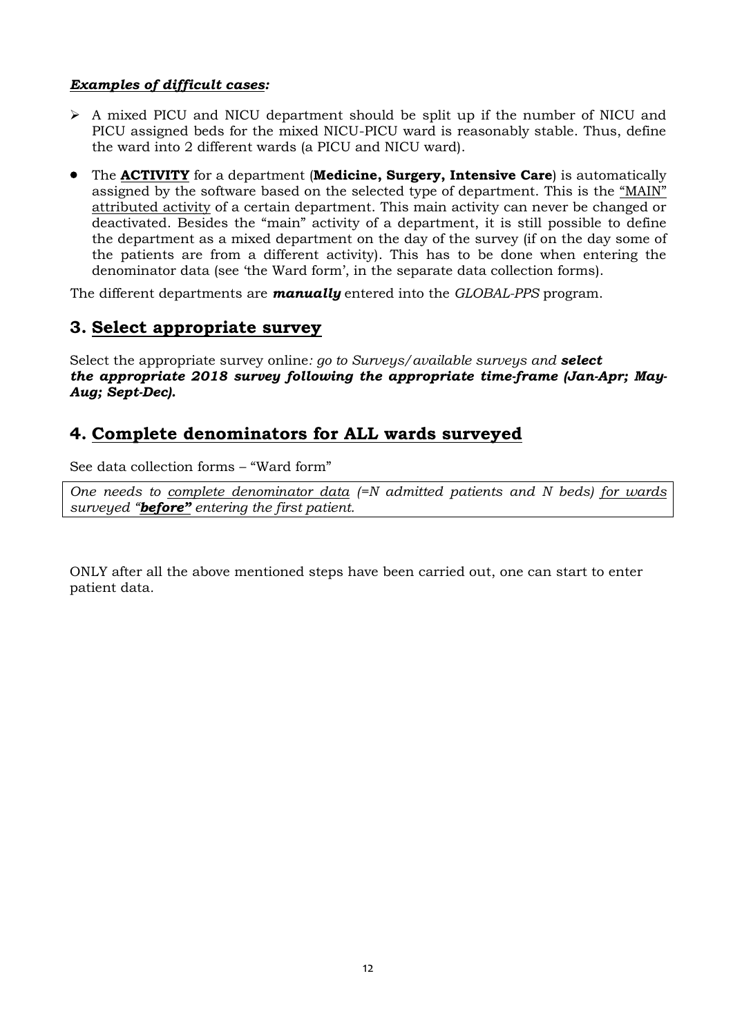***Examples of difficult cases:***

- A mixed PICU and NICU department should be split up if the number of NICU and PICU assigned beds for the mixed NICU-PICU ward is reasonably stable. Thus, define the ward into 2 different wards (a PICU and NICU ward).

- The **ACTIVITY** for a department (**Medicine, Surgery, Intensive Care**) is automatically assigned by the software based on the selected type of department. This is the "MAIN" attributed activity of a certain department. This main activity can never be changed or deactivated. Besides the "main" activity of a department, it is still possible to define the department as a mixed department on the day of the survey (if on the day some of the patients are from a different activity). This has to be done when entering the denominator data (see 'the Ward form', in the separate data collection forms).

The different departments are ***manually*** entered into the *GLOBAL-PPS* program.

## 3. Select appropriate survey

Select the appropriate survey online*: go to Surveys/available surveys and* ***select the appropriate 2018 survey following the appropriate time-frame (Jan-Apr; May-Aug; Sept-Dec).***

## 4. Complete denominators for ALL wards surveyed

See data collection forms – "Ward form"

*One needs to complete denominator data (=N admitted patients and N beds) for wards surveyed "**before**" entering the first patient.*

ONLY after all the above mentioned steps have been carried out, one can start to enter patient data.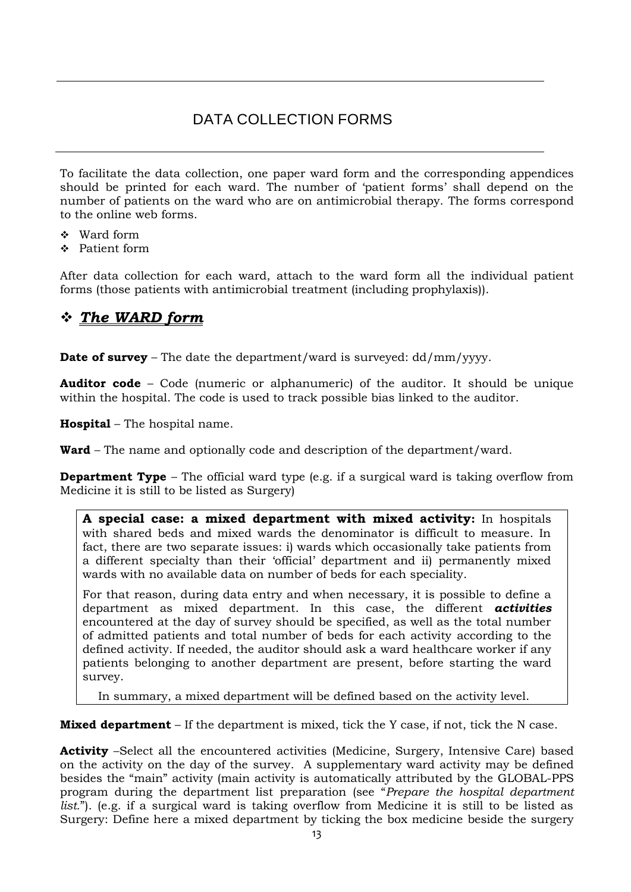# DATA COLLECTION FORMS

To facilitate the data collection, one paper ward form and the corresponding appendices should be printed for each ward. The number of 'patient forms' shall depend on the number of patients on the ward who are on antimicrobial therapy. The forms correspond to the online web forms.

- Ward form
- Patient form

After data collection for each ward, attach to the ward form all the individual patient forms (those patients with antimicrobial treatment (including prophylaxis)).

## ***The WARD form***

**Date of survey** – The date the department/ward is surveyed: dd/mm/yyyy.

**Auditor code** – Code (numeric or alphanumeric) of the auditor. It should be unique within the hospital. The code is used to track possible bias linked to the auditor.

**Hospital** – The hospital name.

**Ward** – The name and optionally code and description of the department/ward.

**Department Type** – The official ward type (e.g. if a surgical ward is taking overflow from Medicine it is still to be listed as Surgery)

> **A special case: a mixed department with mixed activity:** In hospitals with shared beds and mixed wards the denominator is difficult to measure. In fact, there are two separate issues: i) wards which occasionally take patients from a different specialty than their 'official' department and ii) permanently mixed wards with no available data on number of beds for each speciality.
>
> For that reason, during data entry and when necessary, it is possible to define a department as mixed department. In this case, the different ***activities*** encountered at the day of survey should be specified, as well as the total number of admitted patients and total number of beds for each activity according to the defined activity. If needed, the auditor should ask a ward healthcare worker if any patients belonging to another department are present, before starting the ward survey.
>
> In summary, a mixed department will be defined based on the activity level.

**Mixed department** – If the department is mixed, tick the Y case, if not, tick the N case.

**Activity** –Select all the encountered activities (Medicine, Surgery, Intensive Care) based on the activity on the day of the survey. A supplementary ward activity may be defined besides the "main" activity (main activity is automatically attributed by the GLOBAL-PPS program during the department list preparation (see "*Prepare the hospital department list.*"). (e.g. if a surgical ward is taking overflow from Medicine it is still to be listed as Surgery: Define here a mixed department by ticking the box medicine beside the surgery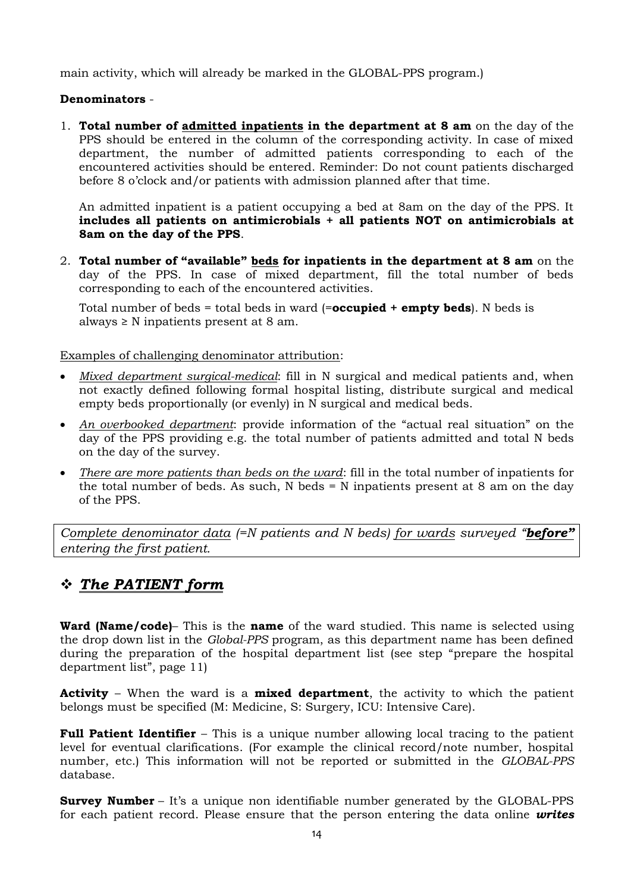main activity, which will already be marked in the GLOBAL-PPS program.)

**Denominators** -

1. **Total number of <u>admitted inpatients</u> in the department at 8 am** on the day of the PPS should be entered in the column of the corresponding activity. In case of mixed department, the number of admitted patients corresponding to each of the encountered activities should be entered. Reminder: Do not count patients discharged before 8 o'clock and/or patients with admission planned after that time.

   An admitted inpatient is a patient occupying a bed at 8am on the day of the PPS. It **includes all patients on antimicrobials + all patients NOT on antimicrobials at 8am on the day of the PPS**.

2. **Total number of "available" <u>beds</u> for inpatients in the department at 8 am** on the day of the PPS. In case of mixed department, fill the total number of beds corresponding to each of the encountered activities.

   Total number of beds = total beds in ward (=**occupied + empty beds**). N beds is always ≥ N inpatients present at 8 am.

<u>Examples of challenging denominator attribution</u>:

- *<u>Mixed department surgical-medical</u>*: fill in N surgical and medical patients and, when not exactly defined following formal hospital listing, distribute surgical and medical empty beds proportionally (or evenly) in N surgical and medical beds.
- *<u>An overbooked department</u>*: provide information of the "actual real situation" on the day of the PPS providing e.g. the total number of patients admitted and total N beds on the day of the survey.
- *<u>There are more patients than beds on the ward</u>*: fill in the total number of inpatients for the total number of beds. As such, N beds = N inpatients present at 8 am on the day of the PPS.

*<u>Complete denominator data</u> (=N patients and N beds) <u>for wards</u> surveyed "**<u>before</u>**" entering the first patient.*

## ❖ ***<u>The PATIENT form</u>***

**Ward (Name/code)**– This is the **name** of the ward studied. This name is selected using the drop down list in the *Global-PPS* program, as this department name has been defined during the preparation of the hospital department list (see step "prepare the hospital department list", page 11)

**Activity** – When the ward is a **mixed department**, the activity to which the patient belongs must be specified (M: Medicine, S: Surgery, ICU: Intensive Care).

**Full Patient Identifier** – This is a unique number allowing local tracing to the patient level for eventual clarifications. (For example the clinical record/note number, hospital number, etc.) This information will not be reported or submitted in the *GLOBAL-PPS* database.

**Survey Number** – It's a unique non identifiable number generated by the GLOBAL-PPS for each patient record. Please ensure that the person entering the data online ***writes***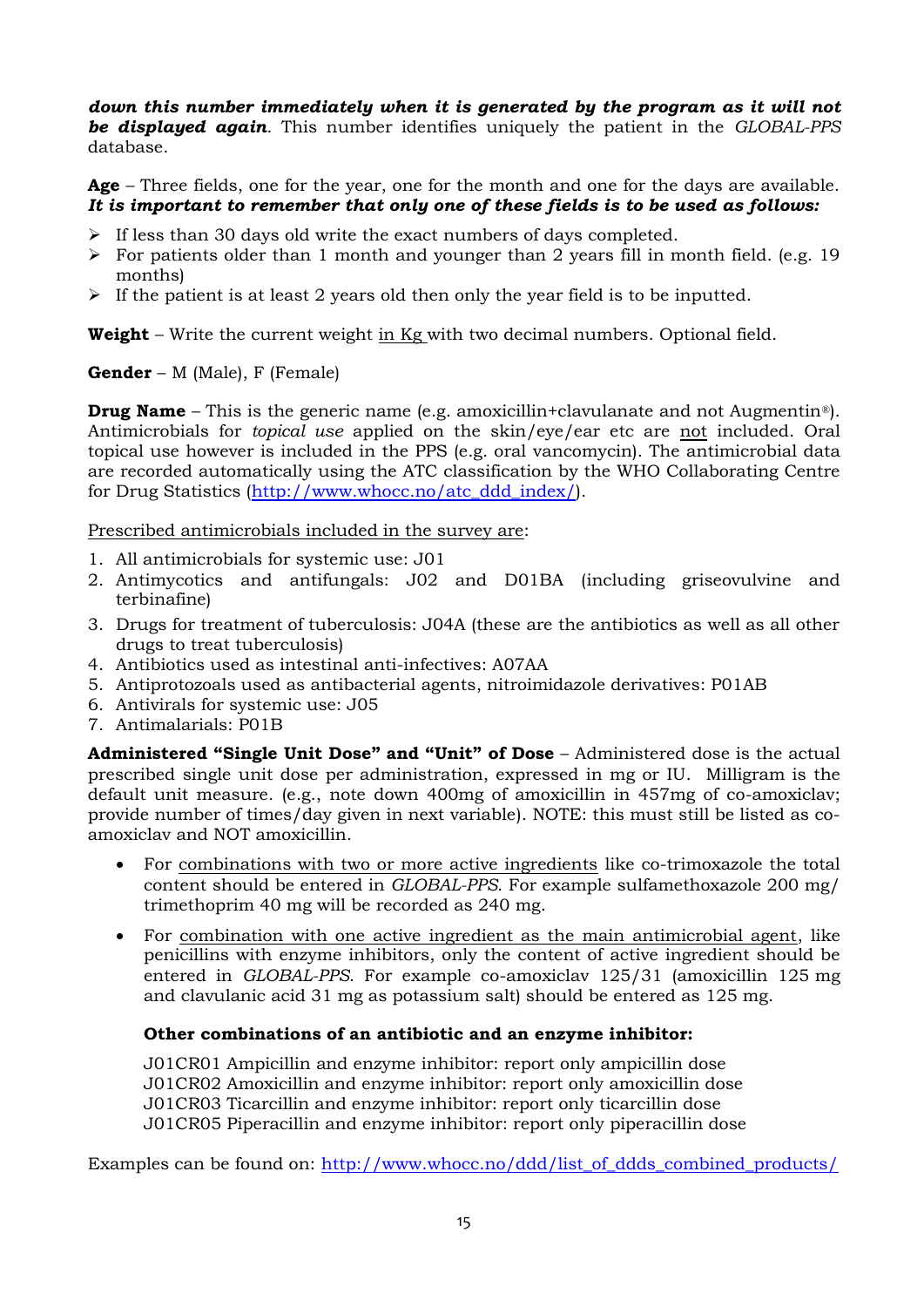***down this number immediately when it is generated by the program as it will not be displayed again***. This number identifies uniquely the patient in the *GLOBAL-PPS* database.

**Age** – Three fields, one for the year, one for the month and one for the days are available. ***It is important to remember that only one of these fields is to be used as follows:***

- If less than 30 days old write the exact numbers of days completed.
- For patients older than 1 month and younger than 2 years fill in month field. (e.g. 19 months)
- If the patient is at least 2 years old then only the year field is to be inputted.

**Weight** – Write the current weight in Kg with two decimal numbers. Optional field.

**Gender** – M (Male), F (Female)

**Drug Name** – This is the generic name (e.g. amoxicillin+clavulanate and not Augmentin®). Antimicrobials for *topical use* applied on the skin/eye/ear etc are not included. Oral topical use however is included in the PPS (e.g. oral vancomycin). The antimicrobial data are recorded automatically using the ATC classification by the WHO Collaborating Centre for Drug Statistics (http://www.whocc.no/atc_ddd_index/).

Prescribed antimicrobials included in the survey are:

1. All antimicrobials for systemic use: J01
2. Antimycotics and antifungals: J02 and D01BA (including griseofulvine and terbinafine)
3. Drugs for treatment of tuberculosis: J04A (these are the antibiotics as well as all other drugs to treat tuberculosis)
4. Antibiotics used as intestinal anti-infectives: A07AA
5. Antiprotozoals used as antibacterial agents, nitroimidazole derivatives: P01AB
6. Antivirals for systemic use: J05
7. Antimalarials: P01B

**Administered "Single Unit Dose" and "Unit" of Dose** – Administered dose is the actual prescribed single unit dose per administration, expressed in mg or IU. Milligram is the default unit measure. (e.g., note down 400mg of amoxicillin in 457mg of co-amoxiclav; provide number of times/day given in next variable). NOTE: this must still be listed as co-amoxiclav and NOT amoxicillin.

- For combinations with two or more active ingredients like co-trimoxazole the total content should be entered in *GLOBAL-PPS*. For example sulfamethoxazole 200 mg/ trimethoprim 40 mg will be recorded as 240 mg.
- For combination with one active ingredient as the main antimicrobial agent, like penicillins with enzyme inhibitors, only the content of active ingredient should be entered in *GLOBAL-PPS*. For example co-amoxiclav 125/31 (amoxicillin 125 mg and clavulanic acid 31 mg as potassium salt) should be entered as 125 mg.

**Other combinations of an antibiotic and an enzyme inhibitor:**

J01CR01 Ampicillin and enzyme inhibitor: report only ampicillin dose
J01CR02 Amoxicillin and enzyme inhibitor: report only amoxicillin dose
J01CR03 Ticarcillin and enzyme inhibitor: report only ticarcillin dose
J01CR05 Piperacillin and enzyme inhibitor: report only piperacillin dose

Examples can be found on: http://www.whocc.no/ddd/list_of_ddds_combined_products/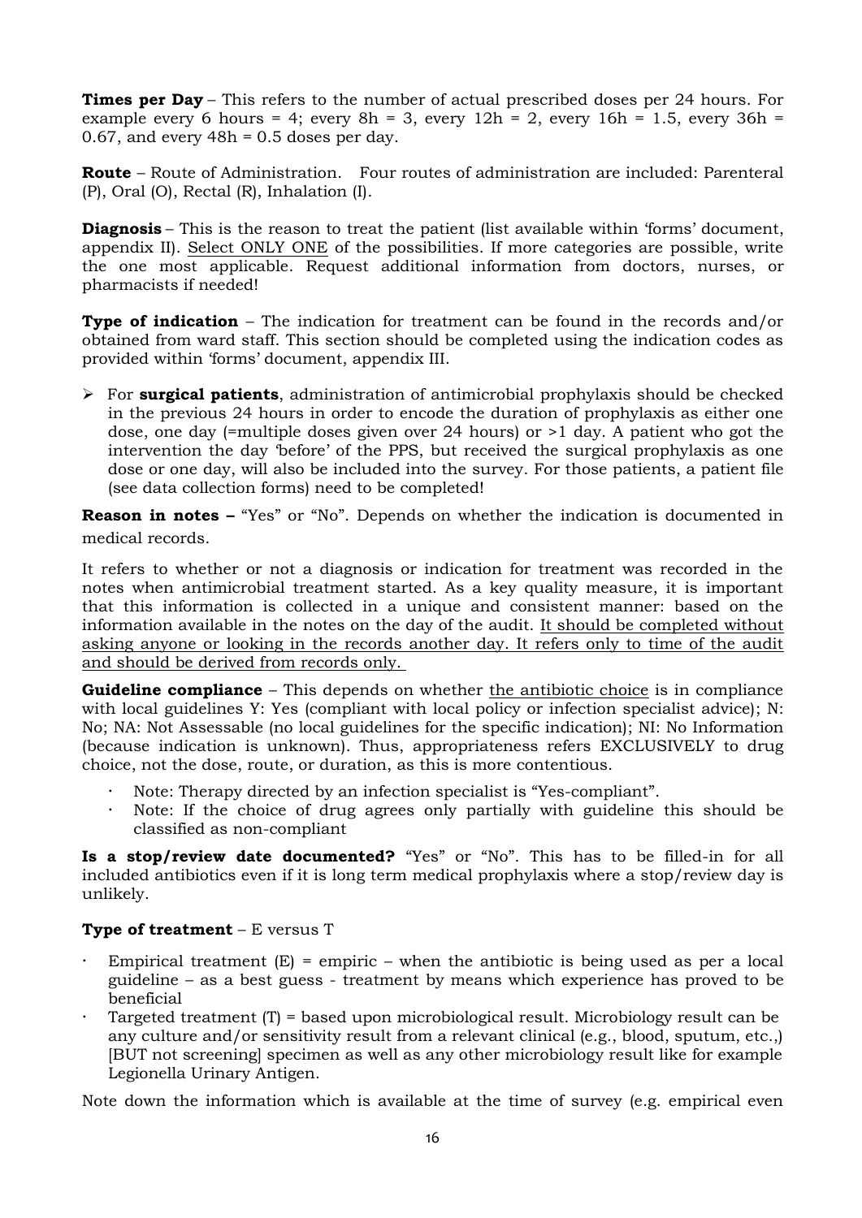**Times per Day** – This refers to the number of actual prescribed doses per 24 hours. For example every 6 hours = 4; every 8h = 3, every 12h = 2, every 16h = 1.5, every 36h = 0.67, and every 48h = 0.5 doses per day.

**Route** – Route of Administration. Four routes of administration are included: Parenteral (P), Oral (O), Rectal (R), Inhalation (I).

**Diagnosis** – This is the reason to treat the patient (list available within 'forms' document, appendix II). Select ONLY ONE of the possibilities. If more categories are possible, write the one most applicable. Request additional information from doctors, nurses, or pharmacists if needed!

**Type of indication** – The indication for treatment can be found in the records and/or obtained from ward staff. This section should be completed using the indication codes as provided within 'forms' document, appendix III.

- For **surgical patients**, administration of antimicrobial prophylaxis should be checked in the previous 24 hours in order to encode the duration of prophylaxis as either one dose, one day (=multiple doses given over 24 hours) or >1 day. A patient who got the intervention the day 'before' of the PPS, but received the surgical prophylaxis as one dose or one day, will also be included into the survey. For those patients, a patient file (see data collection forms) need to be completed!

**Reason in notes –** "Yes" or "No". Depends on whether the indication is documented in medical records.

It refers to whether or not a diagnosis or indication for treatment was recorded in the notes when antimicrobial treatment started. As a key quality measure, it is important that this information is collected in a unique and consistent manner: based on the information available in the notes on the day of the audit. It should be completed without asking anyone or looking in the records another day. It refers only to time of the audit and should be derived from records only.

**Guideline compliance** – This depends on whether the antibiotic choice is in compliance with local guidelines Y: Yes (compliant with local policy or infection specialist advice); N: No; NA: Not Assessable (no local guidelines for the specific indication); NI: No Information (because indication is unknown). Thus, appropriateness refers EXCLUSIVELY to drug choice, not the dose, route, or duration, as this is more contentious.

- Note: Therapy directed by an infection specialist is "Yes-compliant".
- Note: If the choice of drug agrees only partially with guideline this should be classified as non-compliant

**Is a stop/review date documented?** "Yes" or "No". This has to be filled-in for all included antibiotics even if it is long term medical prophylaxis where a stop/review day is unlikely.

**Type of treatment** – E versus T

- Empirical treatment (E) = empiric – when the antibiotic is being used as per a local guideline – as a best guess - treatment by means which experience has proved to be beneficial
- Targeted treatment (T) = based upon microbiological result. Microbiology result can be any culture and/or sensitivity result from a relevant clinical (e.g., blood, sputum, etc.,) [BUT not screening] specimen as well as any other microbiology result like for example Legionella Urinary Antigen.

Note down the information which is available at the time of survey (e.g. empirical even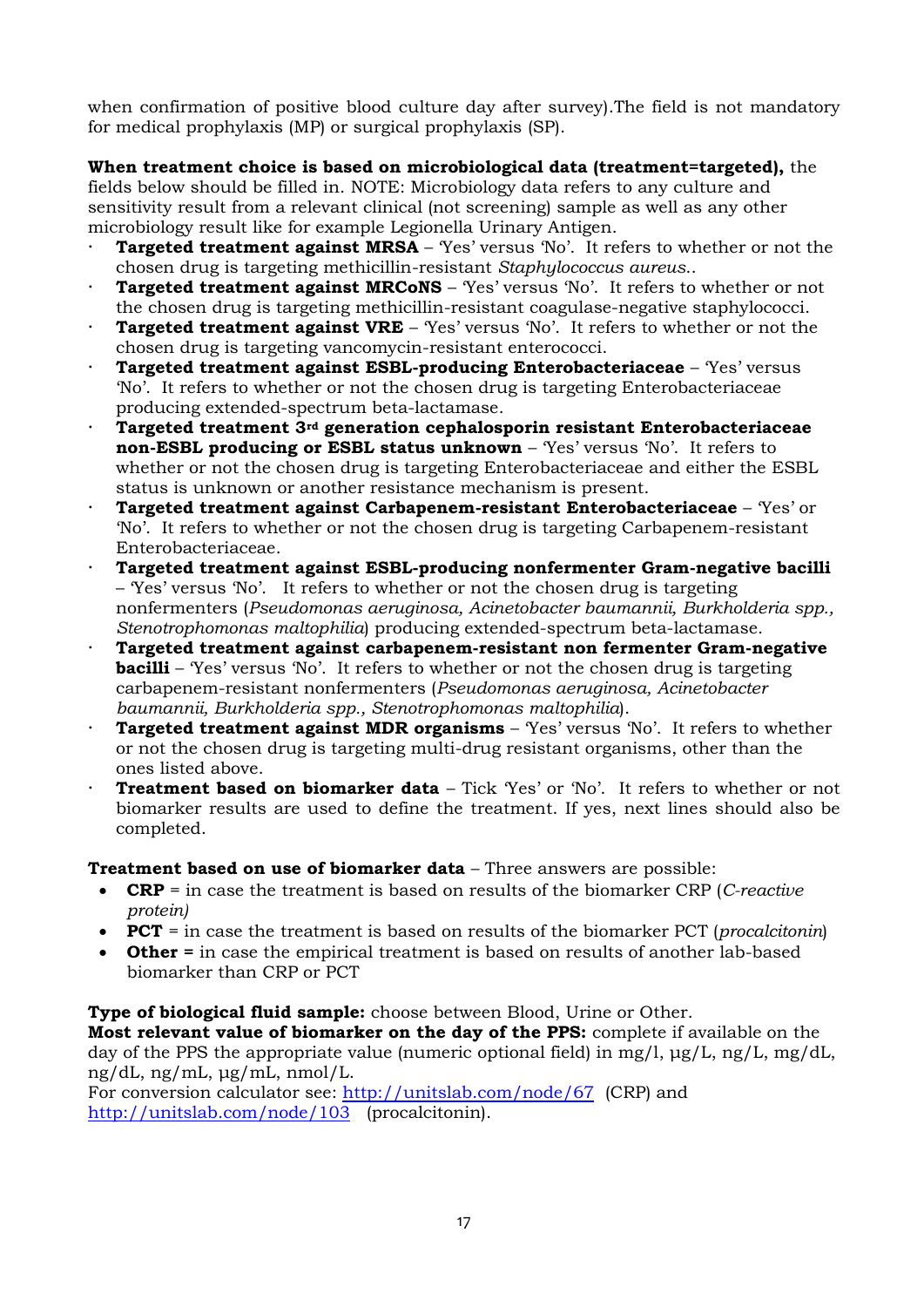when confirmation of positive blood culture day after survey).The field is not mandatory for medical prophylaxis (MP) or surgical prophylaxis (SP).

**When treatment choice is based on microbiological data (treatment=targeted),** the fields below should be filled in. NOTE: Microbiology data refers to any culture and sensitivity result from a relevant clinical (not screening) sample as well as any other microbiology result like for example Legionella Urinary Antigen.

- **Targeted treatment against MRSA** – 'Yes' versus 'No'. It refers to whether or not the chosen drug is targeting methicillin-resistant *Staphylococcus aureus*..
- **Targeted treatment against MRCoNS** – 'Yes' versus 'No'. It refers to whether or not the chosen drug is targeting methicillin-resistant coagulase-negative staphylococci.
- **Targeted treatment against VRE** – 'Yes' versus 'No'. It refers to whether or not the chosen drug is targeting vancomycin-resistant enterococci.
- **Targeted treatment against ESBL-producing Enterobacteriaceae** – 'Yes' versus 'No'. It refers to whether or not the chosen drug is targeting Enterobacteriaceae producing extended-spectrum beta-lactamase.
- **Targeted treatment 3rd generation cephalosporin resistant Enterobacteriaceae non-ESBL producing or ESBL status unknown** – 'Yes' versus 'No'. It refers to whether or not the chosen drug is targeting Enterobacteriaceae and either the ESBL status is unknown or another resistance mechanism is present.
- **Targeted treatment against Carbapenem-resistant Enterobacteriaceae** – 'Yes' or 'No'. It refers to whether or not the chosen drug is targeting Carbapenem-resistant Enterobacteriaceae.
- **Targeted treatment against ESBL-producing nonfermenter Gram-negative bacilli** – 'Yes' versus 'No'. It refers to whether or not the chosen drug is targeting nonfermenters (*Pseudomonas aeruginosa, Acinetobacter baumannii, Burkholderia spp., Stenotrophomonas maltophilia*) producing extended-spectrum beta-lactamase.
- **Targeted treatment against carbapenem-resistant non fermenter Gram-negative bacilli** – 'Yes' versus 'No'. It refers to whether or not the chosen drug is targeting carbapenem-resistant nonfermenters (*Pseudomonas aeruginosa, Acinetobacter baumannii, Burkholderia spp., Stenotrophomonas maltophilia*).
- **Targeted treatment against MDR organisms** – 'Yes' versus 'No'. It refers to whether or not the chosen drug is targeting multi-drug resistant organisms, other than the ones listed above.
- **Treatment based on biomarker data** – Tick 'Yes' or 'No'. It refers to whether or not biomarker results are used to define the treatment. If yes, next lines should also be completed.

**Treatment based on use of biomarker data** – Three answers are possible:

- **CRP** = in case the treatment is based on results of the biomarker CRP (*C-reactive protein)*
- **PCT** = in case the treatment is based on results of the biomarker PCT (*procalcitonin*)
- **Other =** in case the empirical treatment is based on results of another lab-based biomarker than CRP or PCT

**Type of biological fluid sample:** choose between Blood, Urine or Other.
**Most relevant value of biomarker on the day of the PPS:** complete if available on the day of the PPS the appropriate value (numeric optional field) in mg/l, µg/L, ng/L, mg/dL, ng/dL, ng/mL, µg/mL, nmol/L.
For conversion calculator see: http://unitslab.com/node/67 (CRP) and http://unitslab.com/node/103 (procalcitonin).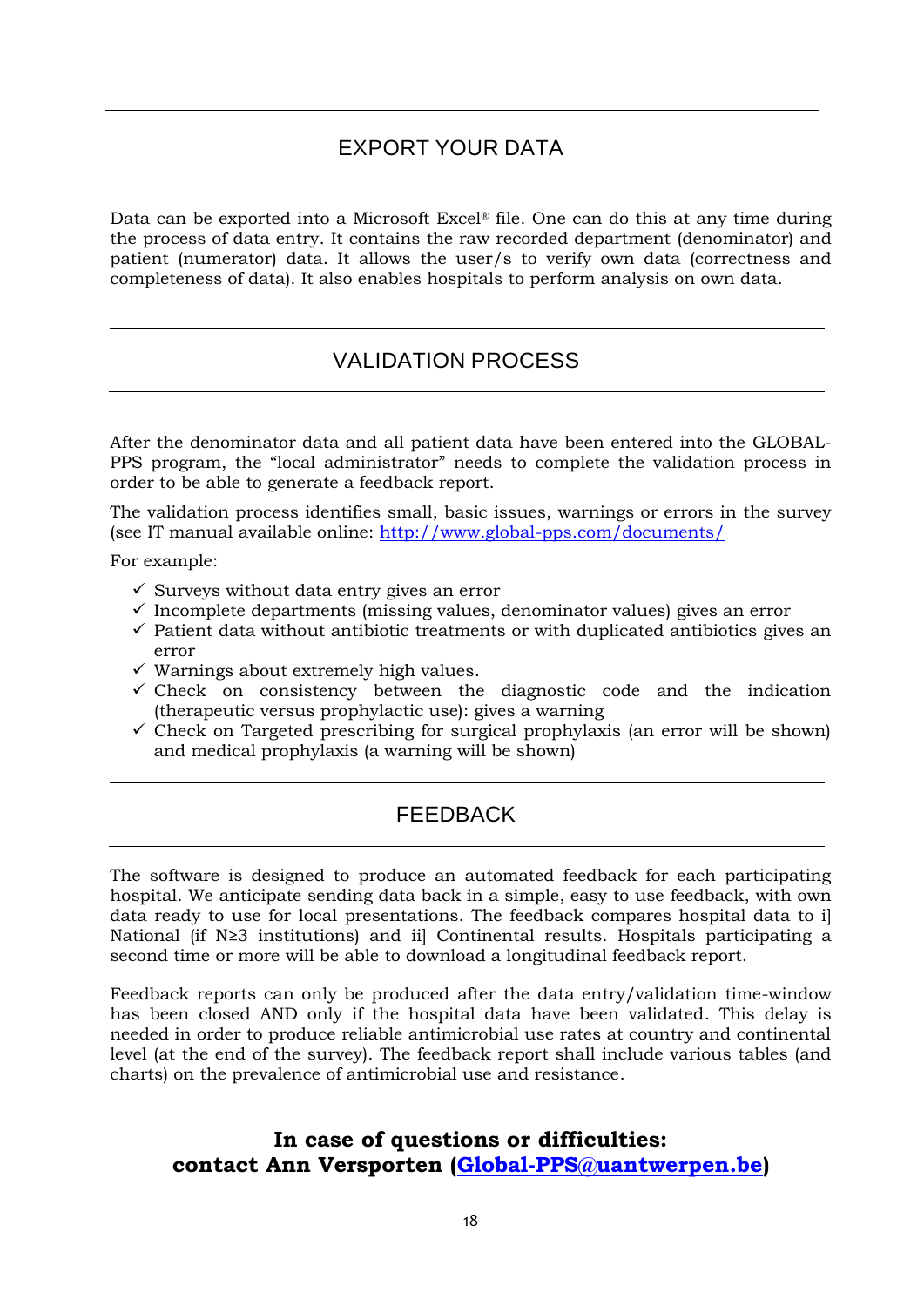## EXPORT YOUR DATA

Data can be exported into a Microsoft Excel® file. One can do this at any time during the process of data entry. It contains the raw recorded department (denominator) and patient (numerator) data. It allows the user/s to verify own data (correctness and completeness of data). It also enables hospitals to perform analysis on own data.

## VALIDATION PROCESS

After the denominator data and all patient data have been entered into the GLOBAL-PPS program, the "local administrator" needs to complete the validation process in order to be able to generate a feedback report.

The validation process identifies small, basic issues, warnings or errors in the survey (see IT manual available online: http://www.global-pps.com/documents/

For example:

- ✓ Surveys without data entry gives an error
- ✓ Incomplete departments (missing values, denominator values) gives an error
- ✓ Patient data without antibiotic treatments or with duplicated antibiotics gives an error
- ✓ Warnings about extremely high values.
- ✓ Check on consistency between the diagnostic code and the indication (therapeutic versus prophylactic use): gives a warning
- ✓ Check on Targeted prescribing for surgical prophylaxis (an error will be shown) and medical prophylaxis (a warning will be shown)

## FEEDBACK

The software is designed to produce an automated feedback for each participating hospital. We anticipate sending data back in a simple, easy to use feedback, with own data ready to use for local presentations. The feedback compares hospital data to i] National (if N≥3 institutions) and ii] Continental results. Hospitals participating a second time or more will be able to download a longitudinal feedback report.

Feedback reports can only be produced after the data entry/validation time-window has been closed AND only if the hospital data have been validated. This delay is needed in order to produce reliable antimicrobial use rates at country and continental level (at the end of the survey). The feedback report shall include various tables (and charts) on the prevalence of antimicrobial use and resistance.

**In case of questions or difficulties:**
**contact Ann Versporten (Global-PPS@uantwerpen.be)**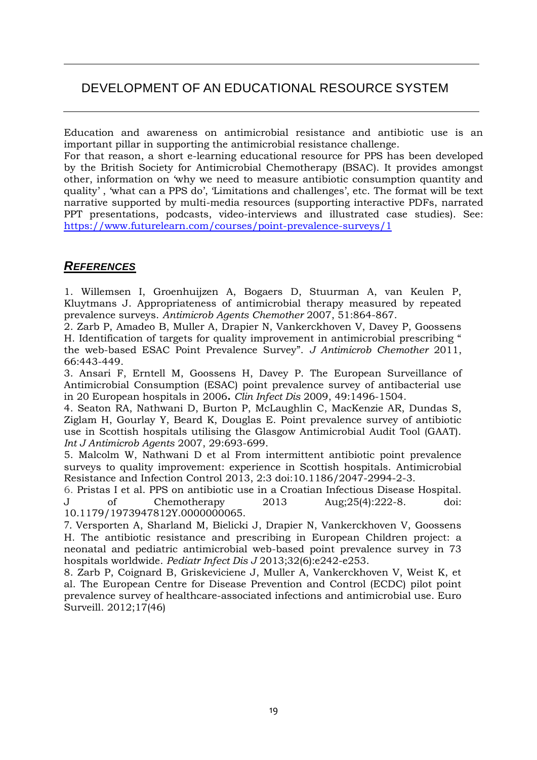## DEVELOPMENT OF AN EDUCATIONAL RESOURCE SYSTEM

Education and awareness on antimicrobial resistance and antibiotic use is an important pillar in supporting the antimicrobial resistance challenge.
For that reason, a short e-learning educational resource for PPS has been developed by the British Society for Antimicrobial Chemotherapy (BSAC). It provides amongst other, information on 'why we need to measure antibiotic consumption quantity and quality' , 'what can a PPS do', 'Limitations and challenges', etc. The format will be text narrative supported by multi-media resources (supporting interactive PDFs, narrated PPT presentations, podcasts, video-interviews and illustrated case studies). See: https://www.futurelearn.com/courses/point-prevalence-surveys/1

## *REFERENCES*

1. Willemsen I, Groenhuijzen A, Bogaers D, Stuurman A, van Keulen P, Kluytmans J. Appropriateness of antimicrobial therapy measured by repeated prevalence surveys. *Antimicrob Agents Chemother* 2007, 51:864-867.
2. Zarb P, Amadeo B, Muller A, Drapier N, Vankerckhoven V, Davey P, Goossens H. Identification of targets for quality improvement in antimicrobial prescribing " the web-based ESAC Point Prevalence Survey". *J Antimicrob Chemother* 2011, 66:443-449.
3. Ansari F, Erntell M, Goossens H, Davey P. The European Surveillance of Antimicrobial Consumption (ESAC) point prevalence survey of antibacterial use in 20 European hospitals in 2006**.** *Clin Infect Dis* 2009, 49:1496-1504.
4. Seaton RA, Nathwani D, Burton P, McLaughlin C, MacKenzie AR, Dundas S, Ziglam H, Gourlay Y, Beard K, Douglas E. Point prevalence survey of antibiotic use in Scottish hospitals utilising the Glasgow Antimicrobial Audit Tool (GAAT). *Int J Antimicrob Agents* 2007, 29:693-699.
5. Malcolm W, Nathwani D et al From intermittent antibiotic point prevalence surveys to quality improvement: experience in Scottish hospitals. Antimicrobial Resistance and Infection Control 2013, 2:3 doi:10.1186/2047-2994-2-3.
6. Pristas I et al. PPS on antibiotic use in a Croatian Infectious Disease Hospital. J of Chemotherapy 2013 Aug;25(4):222-8. doi: 10.1179/1973947812Y.0000000065.
7. Versporten A, Sharland M, Bielicki J, Drapier N, Vankerckhoven V, Goossens H. The antibiotic resistance and prescribing in European Children project: a neonatal and pediatric antimicrobial web-based point prevalence survey in 73 hospitals worldwide. *Pediatr Infect Dis J* 2013;32(6):e242-e253.
8. Zarb P, Coignard B, Griskeviciene J, Muller A, Vankerckhoven V, Weist K, et al. The European Centre for Disease Prevention and Control (ECDC) pilot point prevalence survey of healthcare-associated infections and antimicrobial use. Euro Surveill. 2012;17(46)